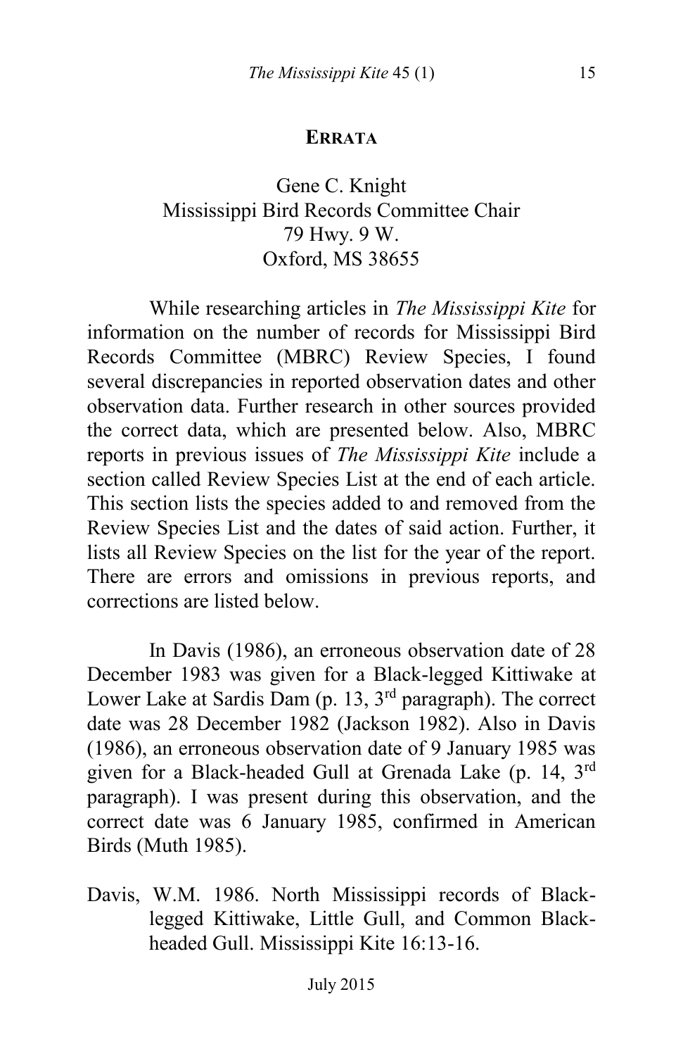## ERRATA

Gene C. Knight
Mississippi Bird Records Committee Chair
79 Hwy. 9 W.
Oxford, MS 38655

While researching articles in *The Mississippi Kite* for information on the number of records for Mississippi Bird Records Committee (MBRC) Review Species, I found several discrepancies in reported observation dates and other observation data. Further research in other sources provided the correct data, which are presented below. Also, MBRC reports in previous issues of *The Mississippi Kite* include a section called Review Species List at the end of each article. This section lists the species added to and removed from the Review Species List and the dates of said action. Further, it lists all Review Species on the list for the year of the report. There are errors and omissions in previous reports, and corrections are listed below.

In Davis (1986), an erroneous observation date of 28 December 1983 was given for a Black-legged Kittiwake at Lower Lake at Sardis Dam (p. 13, 3rd paragraph). The correct date was 28 December 1982 (Jackson 1982). Also in Davis (1986), an erroneous observation date of 9 January 1985 was given for a Black-headed Gull at Grenada Lake (p. 14, 3rd paragraph). I was present during this observation, and the correct date was 6 January 1985, confirmed in American Birds (Muth 1985).

Davis, W.M. 1986. North Mississippi records of Black-legged Kittiwake, Little Gull, and Common Black-headed Gull. Mississippi Kite 16:13-16.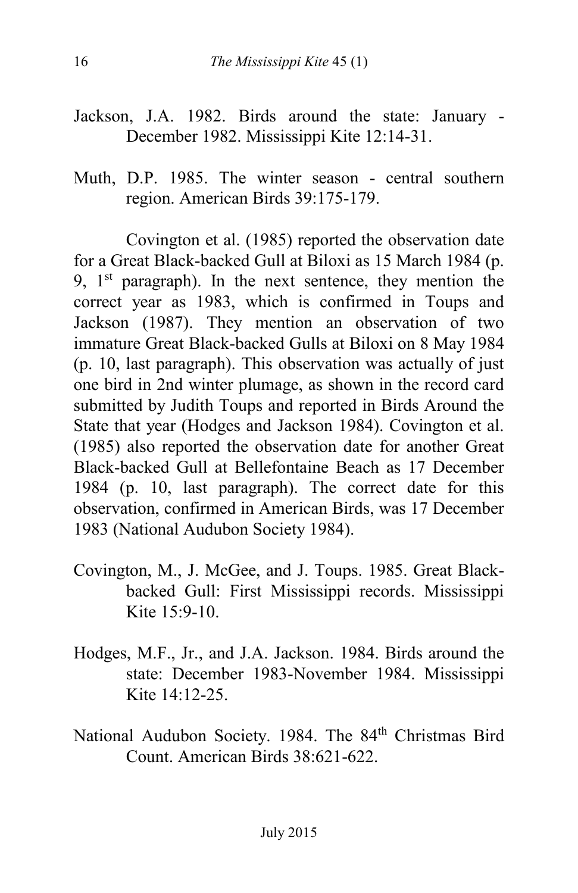Jackson, J.A. 1982. Birds around the state: January - December 1982. Mississippi Kite 12:14-31.

Muth, D.P. 1985. The winter season - central southern region. American Birds 39:175-179.

Covington et al. (1985) reported the observation date for a Great Black-backed Gull at Biloxi as 15 March 1984 (p. 9, 1st paragraph). In the next sentence, they mention the correct year as 1983, which is confirmed in Toups and Jackson (1987). They mention an observation of two immature Great Black-backed Gulls at Biloxi on 8 May 1984 (p. 10, last paragraph). This observation was actually of just one bird in 2nd winter plumage, as shown in the record card submitted by Judith Toups and reported in Birds Around the State that year (Hodges and Jackson 1984). Covington et al. (1985) also reported the observation date for another Great Black-backed Gull at Bellefontaine Beach as 17 December 1984 (p. 10, last paragraph). The correct date for this observation, confirmed in American Birds, was 17 December 1983 (National Audubon Society 1984).

Covington, M., J. McGee, and J. Toups. 1985. Great Black-backed Gull: First Mississippi records. Mississippi Kite 15:9-10.

Hodges, M.F., Jr., and J.A. Jackson. 1984. Birds around the state: December 1983-November 1984. Mississippi Kite 14:12-25.

National Audubon Society. 1984. The 84th Christmas Bird Count. American Birds 38:621-622.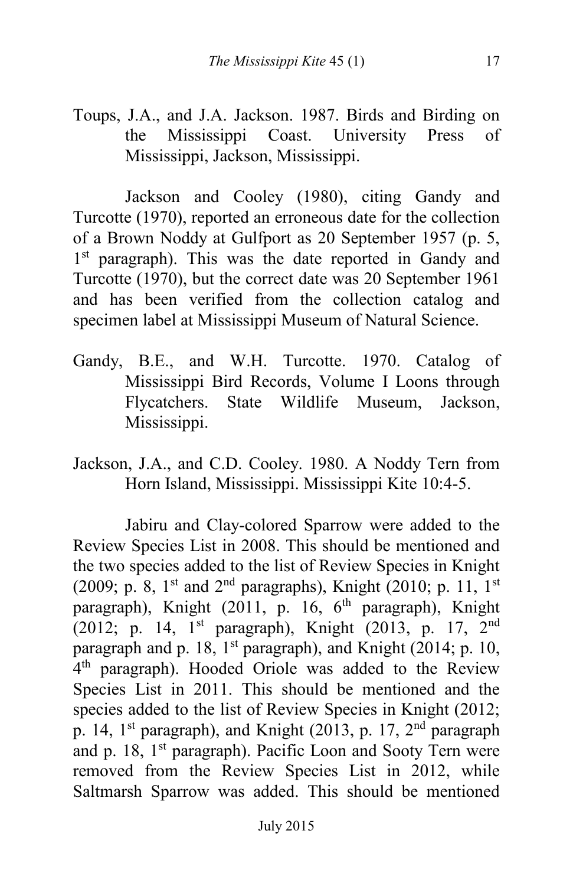Toups, J.A., and J.A. Jackson. 1987. Birds and Birding on the Mississippi Coast. University Press of Mississippi, Jackson, Mississippi.

Jackson and Cooley (1980), citing Gandy and Turcotte (1970), reported an erroneous date for the collection of a Brown Noddy at Gulfport as 20 September 1957 (p. 5, 1st paragraph). This was the date reported in Gandy and Turcotte (1970), but the correct date was 20 September 1961 and has been verified from the collection catalog and specimen label at Mississippi Museum of Natural Science.

Gandy, B.E., and W.H. Turcotte. 1970. Catalog of Mississippi Bird Records, Volume I Loons through Flycatchers. State Wildlife Museum, Jackson, Mississippi.

Jackson, J.A., and C.D. Cooley. 1980. A Noddy Tern from Horn Island, Mississippi. Mississippi Kite 10:4-5.

Jabiru and Clay-colored Sparrow were added to the Review Species List in 2008. This should be mentioned and the two species added to the list of Review Species in Knight (2009; p. 8, 1st and 2nd paragraphs), Knight (2010; p. 11, 1st paragraph), Knight (2011, p. 16, 6th paragraph), Knight (2012; p. 14, 1st paragraph), Knight (2013, p. 17, 2nd paragraph and p. 18, 1st paragraph), and Knight (2014; p. 10, 4th paragraph). Hooded Oriole was added to the Review Species List in 2011. This should be mentioned and the species added to the list of Review Species in Knight (2012; p. 14, 1st paragraph), and Knight (2013, p. 17, 2nd paragraph and p. 18, 1st paragraph). Pacific Loon and Sooty Tern were removed from the Review Species List in 2012, while Saltmarsh Sparrow was added. This should be mentioned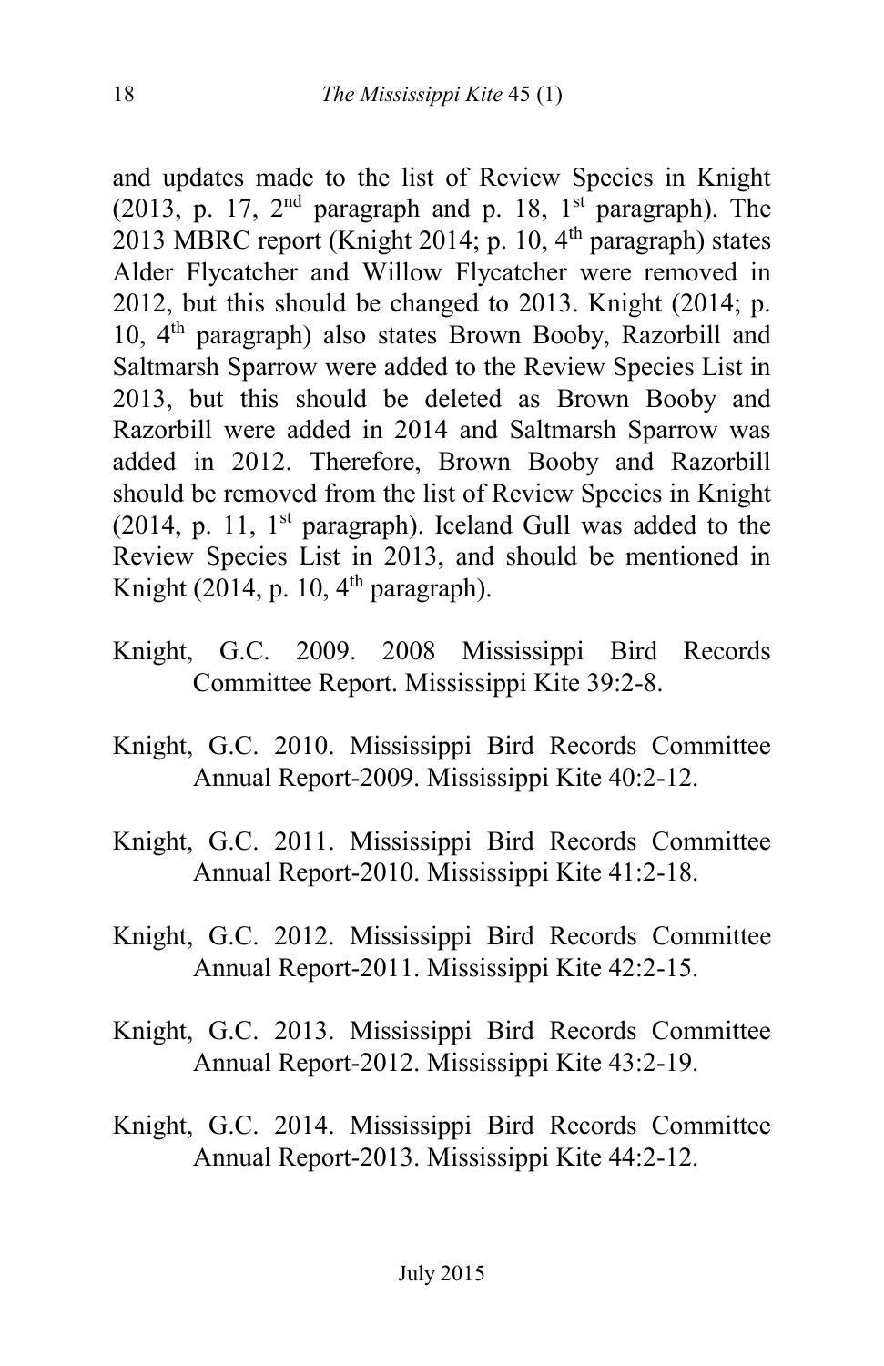and updates made to the list of Review Species in Knight (2013, p. 17, 2nd paragraph and p. 18, 1st paragraph). The 2013 MBRC report (Knight 2014; p. 10, 4th paragraph) states Alder Flycatcher and Willow Flycatcher were removed in 2012, but this should be changed to 2013. Knight (2014; p. 10, 4th paragraph) also states Brown Booby, Razorbill and Saltmarsh Sparrow were added to the Review Species List in 2013, but this should be deleted as Brown Booby and Razorbill were added in 2014 and Saltmarsh Sparrow was added in 2012. Therefore, Brown Booby and Razorbill should be removed from the list of Review Species in Knight (2014, p. 11, 1st paragraph). Iceland Gull was added to the Review Species List in 2013, and should be mentioned in Knight (2014, p. 10, 4th paragraph).

Knight, G.C. 2009. 2008 Mississippi Bird Records Committee Report. Mississippi Kite 39:2-8.

Knight, G.C. 2010. Mississippi Bird Records Committee Annual Report-2009. Mississippi Kite 40:2-12.

Knight, G.C. 2011. Mississippi Bird Records Committee Annual Report-2010. Mississippi Kite 41:2-18.

Knight, G.C. 2012. Mississippi Bird Records Committee Annual Report-2011. Mississippi Kite 42:2-15.

Knight, G.C. 2013. Mississippi Bird Records Committee Annual Report-2012. Mississippi Kite 43:2-19.

Knight, G.C. 2014. Mississippi Bird Records Committee Annual Report-2013. Mississippi Kite 44:2-12.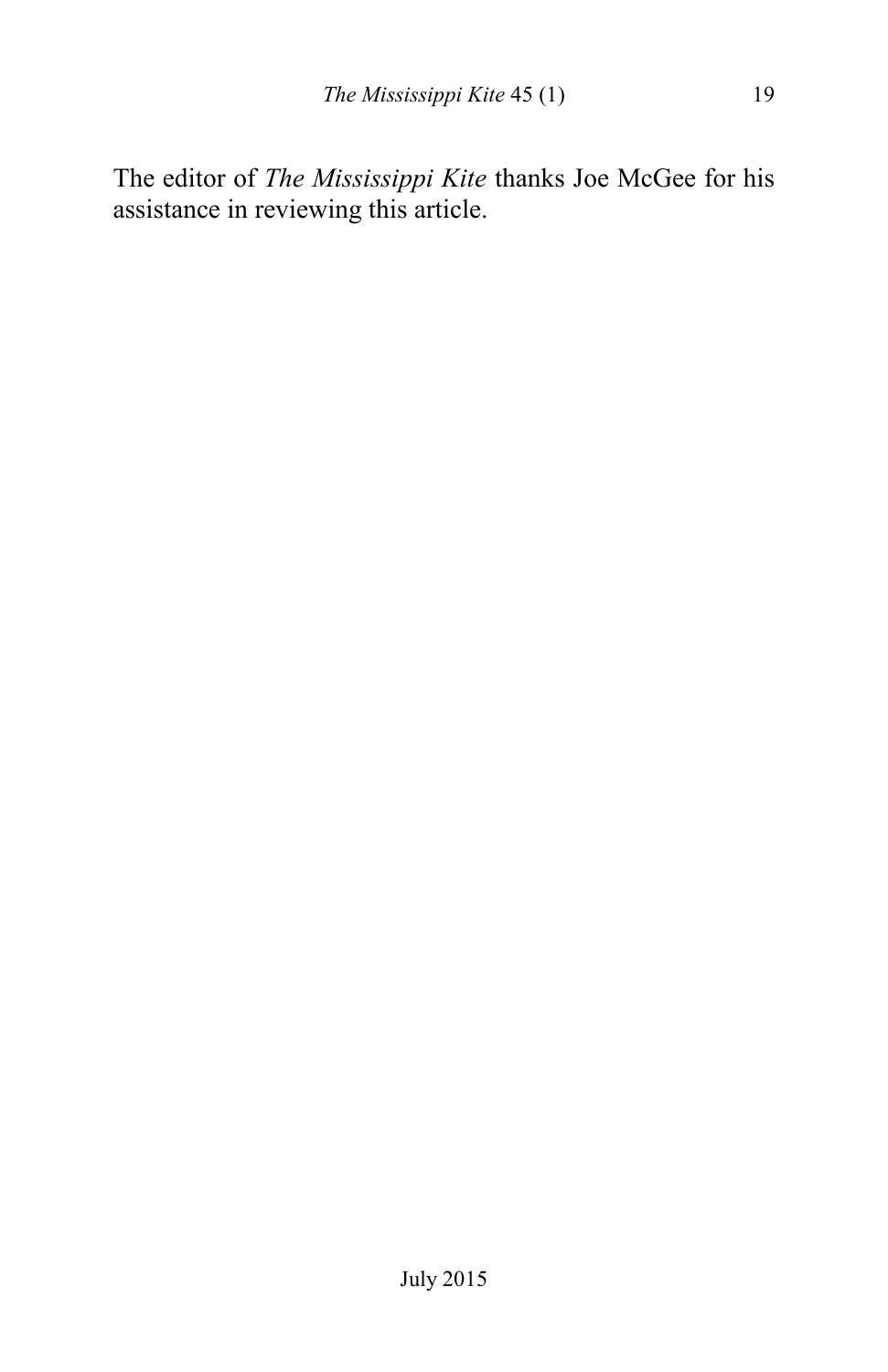The editor of *The Mississippi Kite* thanks Joe McGee for his assistance in reviewing this article.